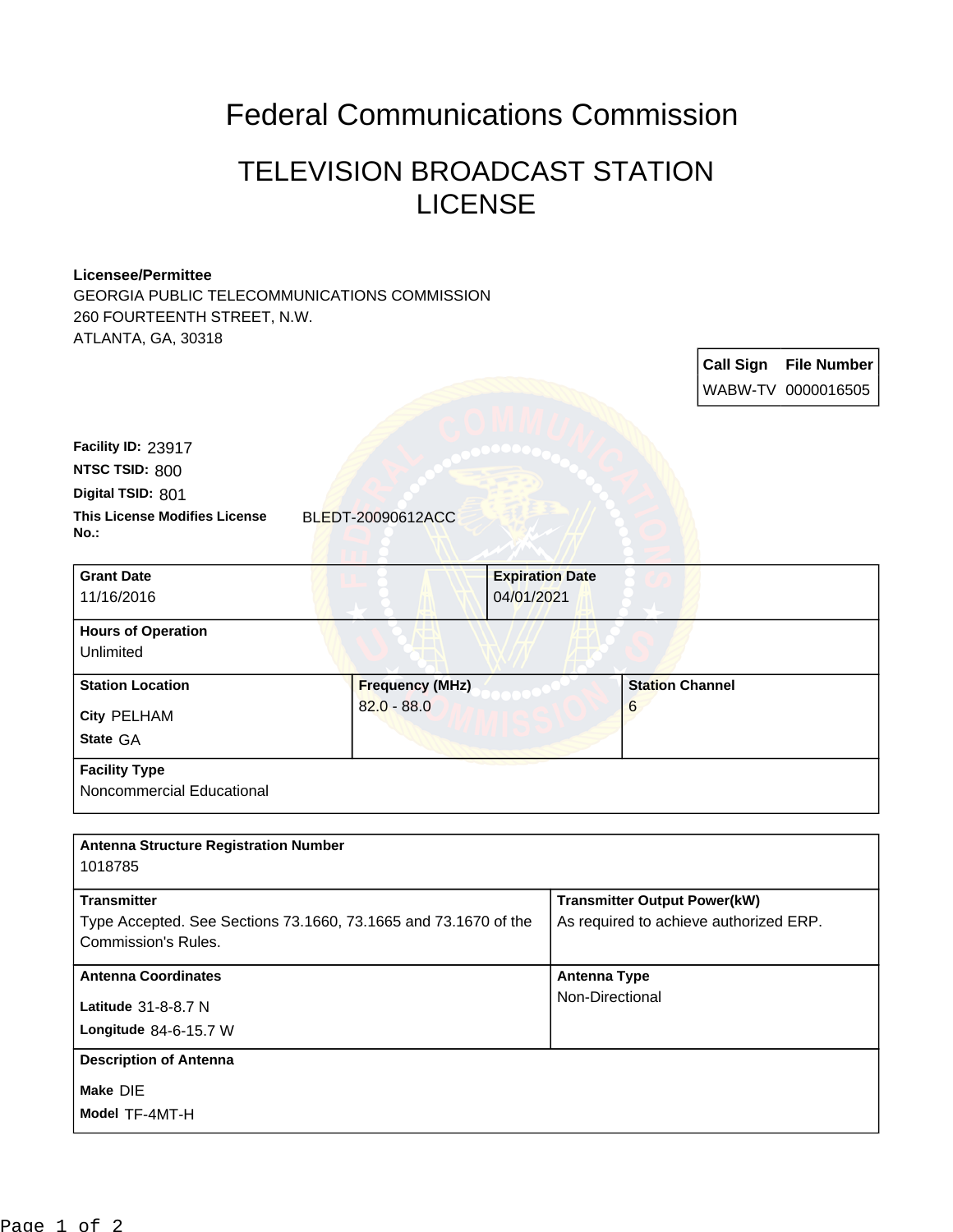# Federal Communications Commission

## TELEVISION BROADCAST STATION LICENSE

**Licensee/Permittee**
GEORGIA PUBLIC TELECOMMUNICATIONS COMMISSION
260 FOURTEENTH STREET, N.W.
ATLANTA, GA, 30318

| Call Sign | File Number |
|---|---|
| WABW-TV | 0000016505 |

**Facility ID:** 23917
**NTSC TSID:** 800
**Digital TSID:** 801
**This License Modifies License No.:** BLEDT-20090612ACC

| Grant Date | Expiration Date |
|---|---|
| 11/16/2016 | 04/01/2021 |

**Hours of Operation**
Unlimited

| Station Location | Frequency (MHz) | Station Channel |
|---|---|---|
| City PELHAM<br>State GA | 82.0 - 88.0 | 6 |

**Facility Type**
Noncommercial Educational

**Antenna Structure Registration Number**
1018785

| Transmitter | Transmitter Output Power(kW) |
|---|---|
| Type Accepted. See Sections 73.1660, 73.1665 and 73.1670 of the Commission's Rules. | As required to achieve authorized ERP. |

| Antenna Coordinates | Antenna Type |
|---|---|
| Latitude 31-8-8.7 N<br>Longitude 84-6-15.7 W | Non-Directional |

**Description of Antenna**
Make DIE
Model TF-4MT-H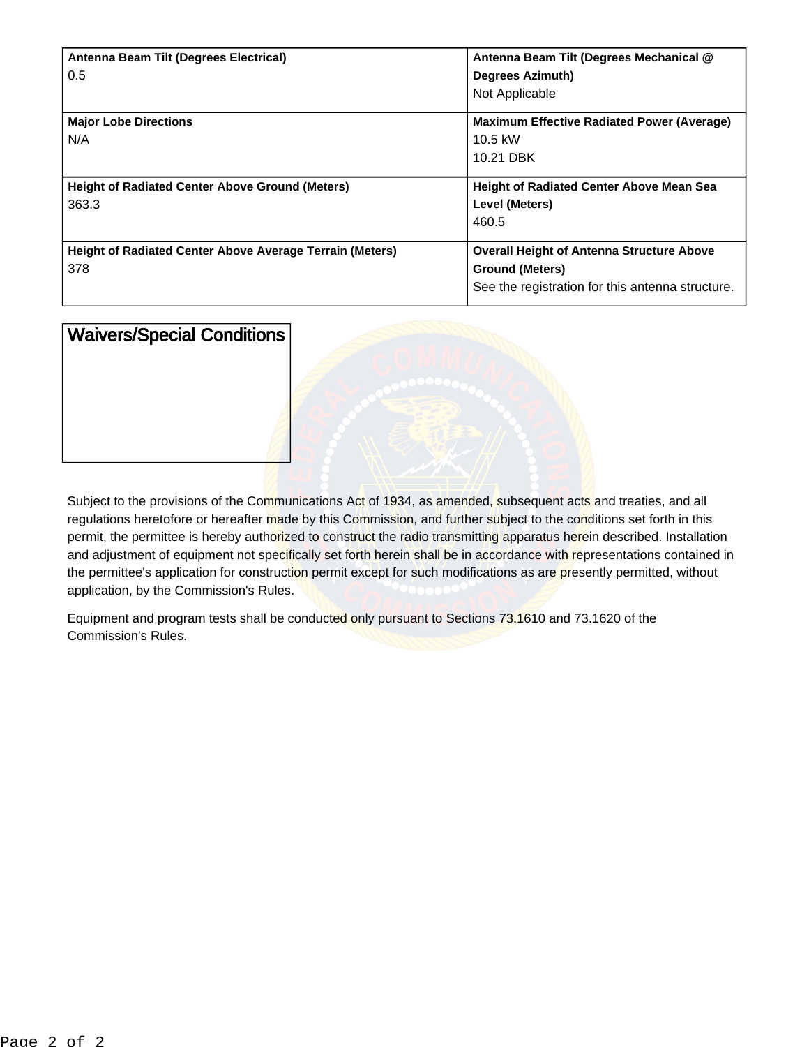| | |
|---|---|
| **Antenna Beam Tilt (Degrees Electrical)**<br>0.5 | **Antenna Beam Tilt (Degrees Mechanical @ Degrees Azimuth)**<br>Not Applicable |
| **Major Lobe Directions**<br>N/A | **Maximum Effective Radiated Power (Average)**<br>10.5 kW<br>10.21 DBK |
| **Height of Radiated Center Above Ground (Meters)**<br>363.3 | **Height of Radiated Center Above Mean Sea Level (Meters)**<br>460.5 |
| **Height of Radiated Center Above Average Terrain (Meters)**<br>378 | **Overall Height of Antenna Structure Above Ground (Meters)**<br>See the registration for this antenna structure. |

## Waivers/Special Conditions

Subject to the provisions of the Communications Act of 1934, as amended, subsequent acts and treaties, and all regulations heretofore or hereafter made by this Commission, and further subject to the conditions set forth in this permit, the permittee is hereby authorized to construct the radio transmitting apparatus herein described. Installation and adjustment of equipment not specifically set forth herein shall be in accordance with representations contained in the permittee's application for construction permit except for such modifications as are presently permitted, without application, by the Commission's Rules.

Equipment and program tests shall be conducted only pursuant to Sections 73.1610 and 73.1620 of the Commission's Rules.